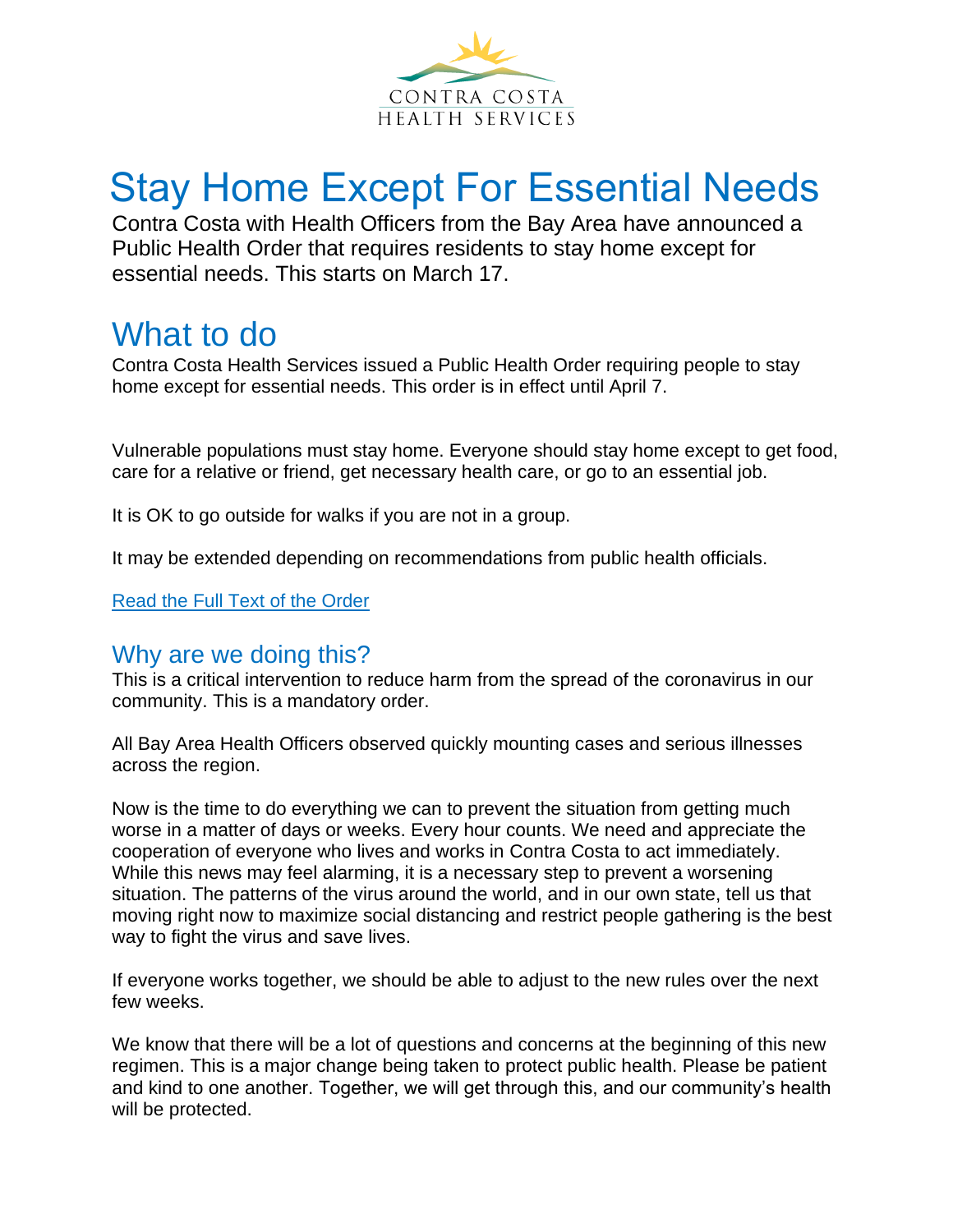CONTRA COSTA
HEALTH SERVICES

# Stay Home Except For Essential Needs

Contra Costa with Health Officers from the Bay Area have announced a Public Health Order that requires residents to stay home except for essential needs. This starts on March 17.

# What to do

Contra Costa Health Services issued a Public Health Order requiring people to stay home except for essential needs. This order is in effect until April 7.

Vulnerable populations must stay home. Everyone should stay home except to get food, care for a relative or friend, get necessary health care, or go to an essential job.

It is OK to go outside for walks if you are not in a group.

It may be extended depending on recommendations from public health officials.

Read the Full Text of the Order

## Why are we doing this?

This is a critical intervention to reduce harm from the spread of the coronavirus in our community. This is a mandatory order.

All Bay Area Health Officers observed quickly mounting cases and serious illnesses across the region.

Now is the time to do everything we can to prevent the situation from getting much worse in a matter of days or weeks. Every hour counts. We need and appreciate the cooperation of everyone who lives and works in Contra Costa to act immediately. While this news may feel alarming, it is a necessary step to prevent a worsening situation. The patterns of the virus around the world, and in our own state, tell us that moving right now to maximize social distancing and restrict people gathering is the best way to fight the virus and save lives.

If everyone works together, we should be able to adjust to the new rules over the next few weeks.

We know that there will be a lot of questions and concerns at the beginning of this new regimen. This is a major change being taken to protect public health. Please be patient and kind to one another. Together, we will get through this, and our community's health will be protected.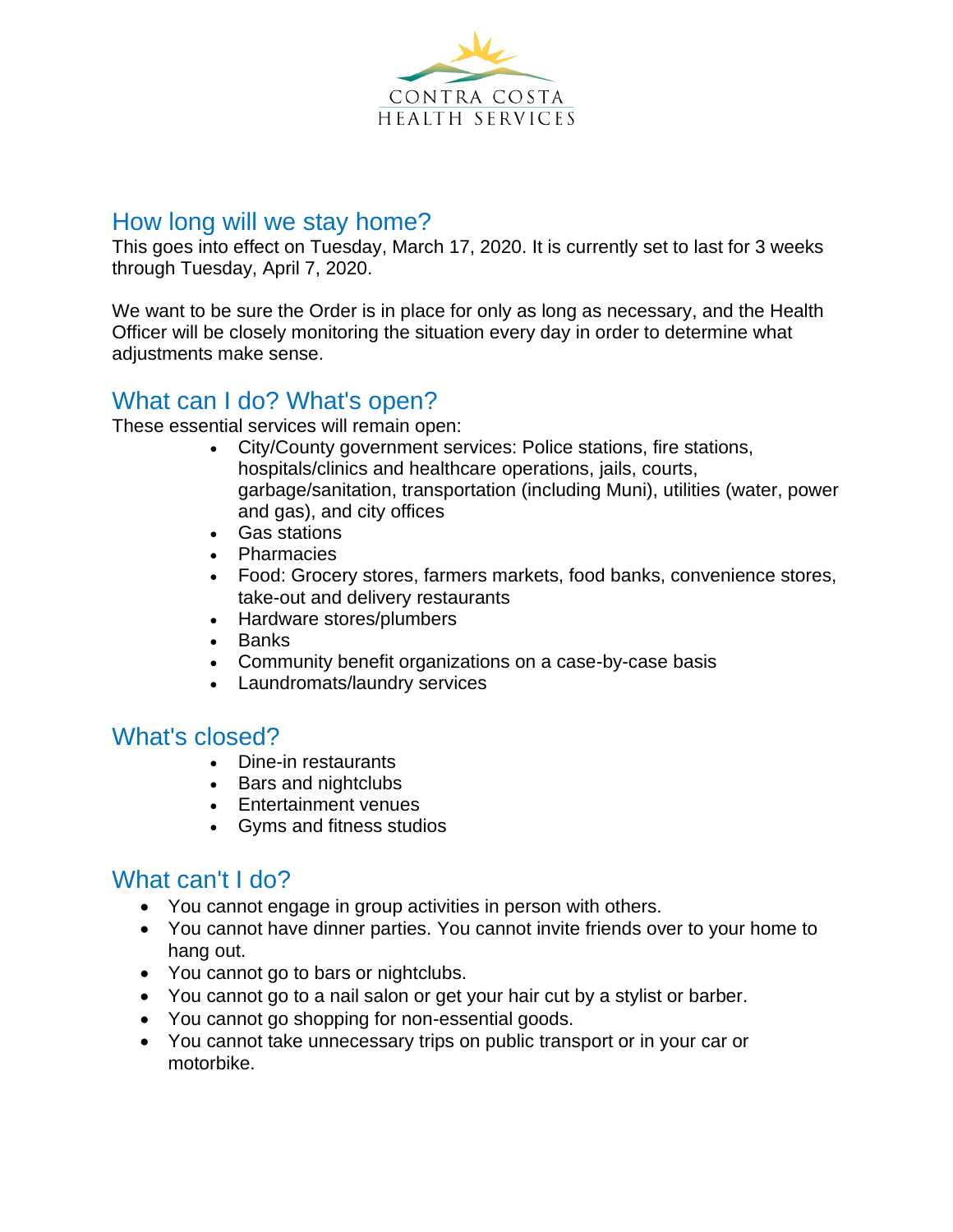## How long will we stay home?

This goes into effect on Tuesday, March 17, 2020. It is currently set to last for 3 weeks through Tuesday, April 7, 2020.

We want to be sure the Order is in place for only as long as necessary, and the Health Officer will be closely monitoring the situation every day in order to determine what adjustments make sense.

## What can I do? What's open?

These essential services will remain open:

- City/County government services: Police stations, fire stations, hospitals/clinics and healthcare operations, jails, courts, garbage/sanitation, transportation (including Muni), utilities (water, power and gas), and city offices
- Gas stations
- Pharmacies
- Food: Grocery stores, farmers markets, food banks, convenience stores, take-out and delivery restaurants
- Hardware stores/plumbers
- Banks
- Community benefit organizations on a case-by-case basis
- Laundromats/laundry services

## What's closed?

- Dine-in restaurants
- Bars and nightclubs
- Entertainment venues
- Gyms and fitness studios

## What can't I do?

- You cannot engage in group activities in person with others.
- You cannot have dinner parties. You cannot invite friends over to your home to hang out.
- You cannot go to bars or nightclubs.
- You cannot go to a nail salon or get your hair cut by a stylist or barber.
- You cannot go shopping for non-essential goods.
- You cannot take unnecessary trips on public transport or in your car or motorbike.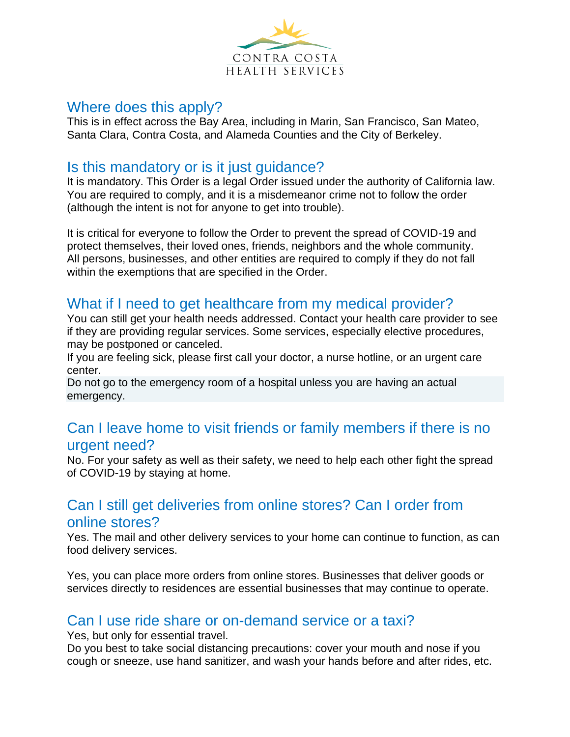## Where does this apply?

This is in effect across the Bay Area, including in Marin, San Francisco, San Mateo, Santa Clara, Contra Costa, and Alameda Counties and the City of Berkeley.

## Is this mandatory or is it just guidance?

It is mandatory. This Order is a legal Order issued under the authority of California law. You are required to comply, and it is a misdemeanor crime not to follow the order (although the intent is not for anyone to get into trouble).

It is critical for everyone to follow the Order to prevent the spread of COVID-19 and protect themselves, their loved ones, friends, neighbors and the whole community. All persons, businesses, and other entities are required to comply if they do not fall within the exemptions that are specified in the Order.

## What if I need to get healthcare from my medical provider?

You can still get your health needs addressed. Contact your health care provider to see if they are providing regular services. Some services, especially elective procedures, may be postponed or canceled.

If you are feeling sick, please first call your doctor, a nurse hotline, or an urgent care center.

Do not go to the emergency room of a hospital unless you are having an actual emergency.

## Can I leave home to visit friends or family members if there is no urgent need?

No. For your safety as well as their safety, we need to help each other fight the spread of COVID-19 by staying at home.

## Can I still get deliveries from online stores? Can I order from online stores?

Yes. The mail and other delivery services to your home can continue to function, as can food delivery services.

Yes, you can place more orders from online stores. Businesses that deliver goods or services directly to residences are essential businesses that may continue to operate.

## Can I use ride share or on-demand service or a taxi?

Yes, but only for essential travel.

Do you best to take social distancing precautions: cover your mouth and nose if you cough or sneeze, use hand sanitizer, and wash your hands before and after rides, etc.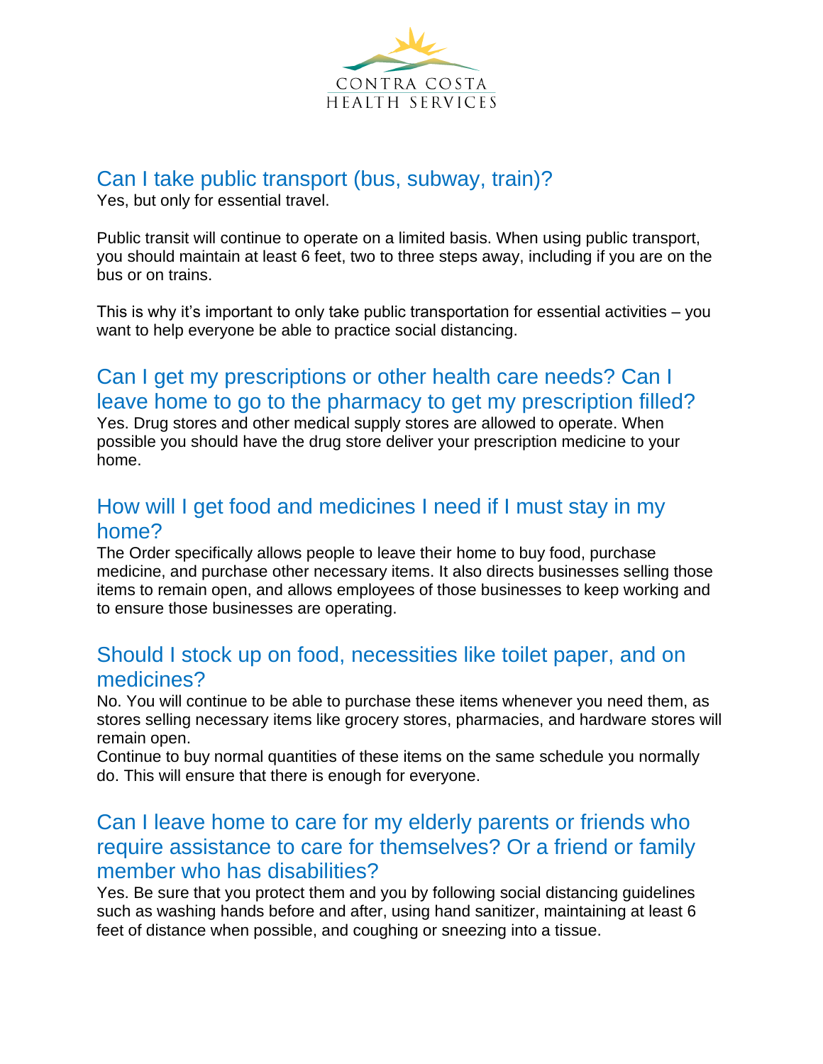## Can I take public transport (bus, subway, train)?

Yes, but only for essential travel.

Public transit will continue to operate on a limited basis. When using public transport, you should maintain at least 6 feet, two to three steps away, including if you are on the bus or on trains.

This is why it's important to only take public transportation for essential activities – you want to help everyone be able to practice social distancing.

## Can I get my prescriptions or other health care needs? Can I leave home to go to the pharmacy to get my prescription filled?

Yes. Drug stores and other medical supply stores are allowed to operate. When possible you should have the drug store deliver your prescription medicine to your home.

## How will I get food and medicines I need if I must stay in my home?

The Order specifically allows people to leave their home to buy food, purchase medicine, and purchase other necessary items. It also directs businesses selling those items to remain open, and allows employees of those businesses to keep working and to ensure those businesses are operating.

## Should I stock up on food, necessities like toilet paper, and on medicines?

No. You will continue to be able to purchase these items whenever you need them, as stores selling necessary items like grocery stores, pharmacies, and hardware stores will remain open.

Continue to buy normal quantities of these items on the same schedule you normally do. This will ensure that there is enough for everyone.

## Can I leave home to care for my elderly parents or friends who require assistance to care for themselves? Or a friend or family member who has disabilities?

Yes. Be sure that you protect them and you by following social distancing guidelines such as washing hands before and after, using hand sanitizer, maintaining at least 6 feet of distance when possible, and coughing or sneezing into a tissue.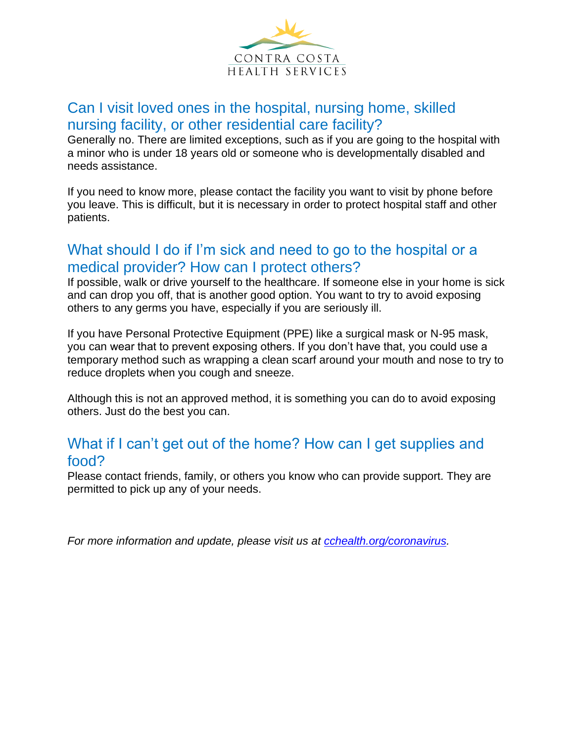## Can I visit loved ones in the hospital, nursing home, skilled nursing facility, or other residential care facility?

Generally no. There are limited exceptions, such as if you are going to the hospital with a minor who is under 18 years old or someone who is developmentally disabled and needs assistance.

If you need to know more, please contact the facility you want to visit by phone before you leave. This is difficult, but it is necessary in order to protect hospital staff and other patients.

## What should I do if I'm sick and need to go to the hospital or a medical provider? How can I protect others?

If possible, walk or drive yourself to the healthcare. If someone else in your home is sick and can drop you off, that is another good option. You want to try to avoid exposing others to any germs you have, especially if you are seriously ill.

If you have Personal Protective Equipment (PPE) like a surgical mask or N-95 mask, you can wear that to prevent exposing others. If you don't have that, you could use a temporary method such as wrapping a clean scarf around your mouth and nose to try to reduce droplets when you cough and sneeze.

Although this is not an approved method, it is something you can do to avoid exposing others. Just do the best you can.

## What if I can't get out of the home? How can I get supplies and food?

Please contact friends, family, or others you know who can provide support. They are permitted to pick up any of your needs.

*For more information and update, please visit us at [cchealth.org/coronavirus](cchealth.org/coronavirus).*